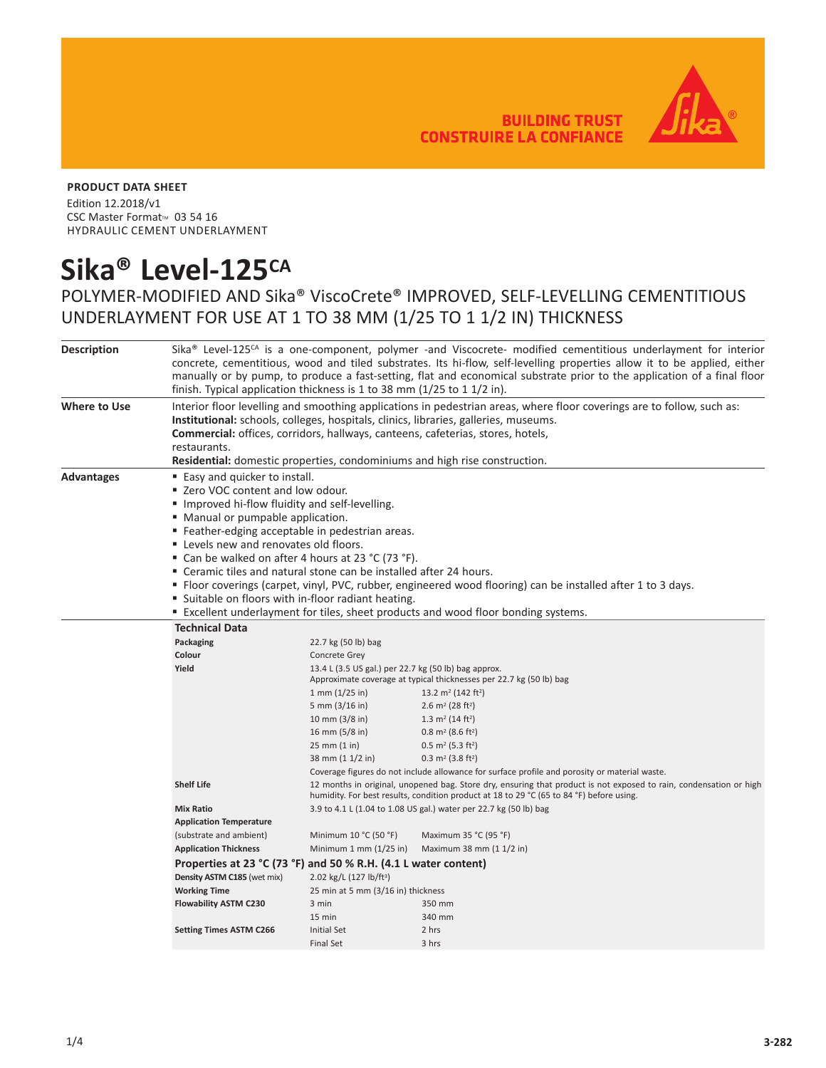**BUILDING TRUST**
**CONSTRUIRE LA CONFIANCE**

**PRODUCT DATA SHEET**

Edition 12.2018/v1
CSC Master Format™ 03 54 16
HYDRAULIC CEMENT UNDERLAYMENT

# Sika® Level-125CA

POLYMER-MODIFIED AND Sika® ViscoCrete® IMPROVED, SELF-LEVELLING CEMENTITIOUS UNDERLAYMENT FOR USE AT 1 TO 38 MM (1/25 TO 1 1/2 IN) THICKNESS

## Description

Sika® Level-125CA is a one-component, polymer -and Viscocrete- modified cementitious underlayment for interior concrete, cementitious, wood and tiled substrates. Its hi-flow, self-levelling properties allow it to be applied, either manually or by pump, to produce a fast-setting, flat and economical substrate prior to the application of a final floor finish. Typical application thickness is 1 to 38 mm (1/25 to 1 1/2 in).

## Where to Use

Interior floor levelling and smoothing applications in pedestrian areas, where floor coverings are to follow, such as:
**Institutional:** schools, colleges, hospitals, clinics, libraries, galleries, museums.
**Commercial:** offices, corridors, hallways, canteens, cafeterias, stores, hotels, restaurants.
**Residential:** domestic properties, condominiums and high rise construction.

## Advantages

- Easy and quicker to install.
- Zero VOC content and low odour.
- Improved hi-flow fluidity and self-levelling.
- Manual or pumpable application.
- Feather-edging acceptable in pedestrian areas.
- Levels new and renovates old floors.
- Can be walked on after 4 hours at 23 °C (73 °F).
- Ceramic tiles and natural stone can be installed after 24 hours.
- Floor coverings (carpet, vinyl, PVC, rubber, engineered wood flooring) can be installed after 1 to 3 days.
- Suitable on floors with in-floor radiant heating.
- Excellent underlayment for tiles, sheet products and wood floor bonding systems.

## Technical Data

| | | |
|---|---|---|
| **Packaging** | 22.7 kg (50 lb) bag | |
| **Colour** | Concrete Grey | |
| **Yield** | 13.4 L (3.5 US gal.) per 22.7 kg (50 lb) bag approx. Approximate coverage at typical thicknesses per 22.7 kg (50 lb) bag | |
| | 1 mm (1/25 in) | 13.2 m² (142 ft²) |
| | 5 mm (3/16 in) | 2.6 m² (28 ft²) |
| | 10 mm (3/8 in) | 1.3 m² (14 ft²) |
| | 16 mm (5/8 in) | 0.8 m² (8.6 ft²) |
| | 25 mm (1 in) | 0.5 m² (5.3 ft²) |
| | 38 mm (1 1/2 in) | 0.3 m² (3.8 ft²) |
| | Coverage figures do not include allowance for surface profile and porosity or material waste. | |
| **Shelf Life** | 12 months in original, unopened bag. Store dry, ensuring that product is not exposed to rain, condensation or high humidity. For best results, condition product at 18 to 29 °C (65 to 84 °F) before using. | |
| **Mix Ratio** | 3.9 to 4.1 L (1.04 to 1.08 US gal.) water per 22.7 kg (50 lb) bag | |
| **Application Temperature** (substrate and ambient) | Minimum 10 °C (50 °F) | Maximum 35 °C (95 °F) |
| **Application Thickness** | Minimum 1 mm (1/25 in) | Maximum 38 mm (1 1/2 in) |

### Properties at 23 °C (73 °F) and 50 % R.H. (4.1 L water content)

| | | |
|---|---|---|
| **Density ASTM C185** (wet mix) | 2.02 kg/L (127 lb/ft³) | |
| **Working Time** | 25 min at 5 mm (3/16 in) thickness | |
| **Flowability ASTM C230** | 3 min | 350 mm |
| | 15 min | 340 mm |
| **Setting Times ASTM C266** | Initial Set | 2 hrs |
| | Final Set | 3 hrs |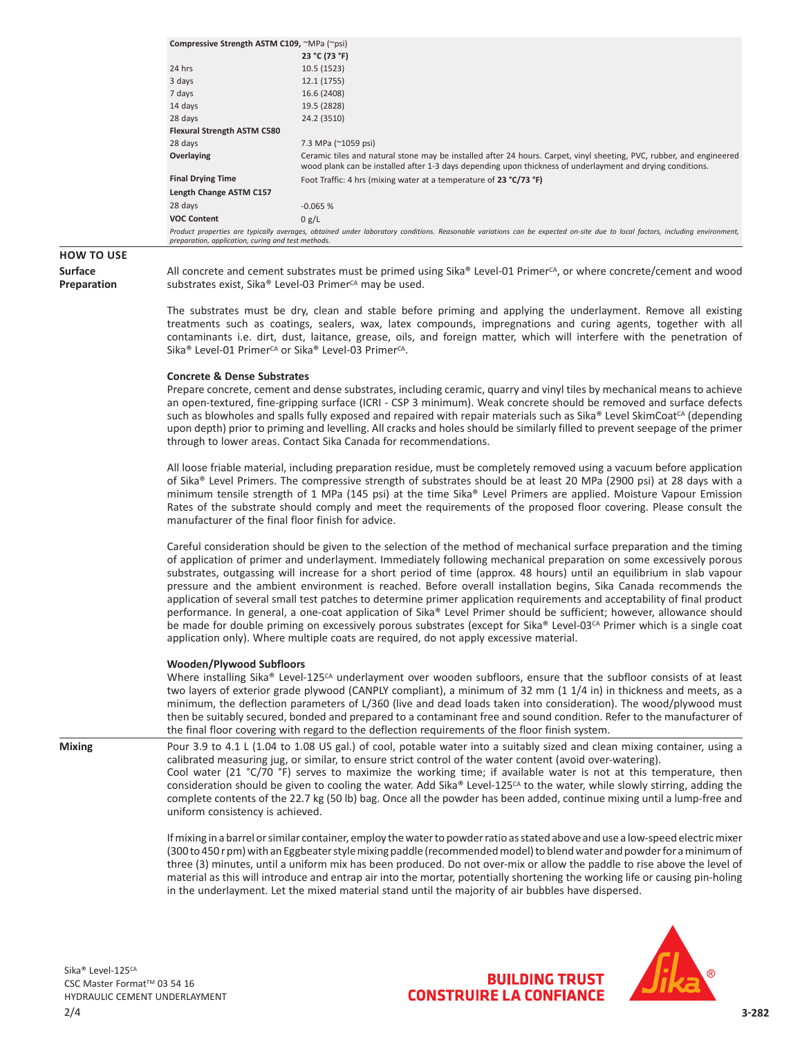| **Compressive Strength ASTM C109**, ~MPa (~psi) | |
|---|---|
| | **23 °C (73 °F)** |
| 24 hrs | 10.5 (1523) |
| 3 days | 12.1 (1755) |
| 7 days | 16.6 (2408) |
| 14 days | 19.5 (2828) |
| 28 days | 24.2 (3510) |
| **Flexural Strength ASTM C580** | |
| 28 days | 7.3 MPa (~1059 psi) |
| **Overlaying** | Ceramic tiles and natural stone may be installed after 24 hours. Carpet, vinyl sheeting, PVC, rubber, and engineered wood plank can be installed after 1-3 days depending upon thickness of underlayment and drying conditions. |
| **Final Drying Time** | Foot Traffic: 4 hrs (mixing water at a temperature of **23 °C/73 °F)** |
| **Length Change ASTM C157** | |
| 28 days | -0.065 % |
| **VOC Content** | 0 g/L |

*Product properties are typically averages, obtained under laboratory conditions. Reasonable variations can be expected on-site due to local factors, including environment, preparation, application, curing and test methods.*

## HOW TO USE

### Surface Preparation

All concrete and cement substrates must be primed using Sika® Level-01 Primer[CA], or where concrete/cement and wood substrates exist, Sika® Level-03 Primer[CA] may be used.

The substrates must be dry, clean and stable before priming and applying the underlayment. Remove all existing treatments such as coatings, sealers, wax, latex compounds, impregnations and curing agents, together with all contaminants i.e. dirt, dust, laitance, grease, oils, and foreign matter, which will interfere with the penetration of Sika® Level-01 Primer[CA] or Sika® Level-03 Primer[CA].

**Concrete & Dense Substrates**

Prepare concrete, cement and dense substrates, including ceramic, quarry and vinyl tiles by mechanical means to achieve an open-textured, fine-gripping surface (ICRI - CSP 3 minimum). Weak concrete should be removed and surface defects such as blowholes and spalls fully exposed and repaired with repair materials such as Sika® Level SkimCoat[CA] (depending upon depth) prior to priming and levelling. All cracks and holes should be similarly filled to prevent seepage of the primer through to lower areas. Contact Sika Canada for recommendations.

All loose friable material, including preparation residue, must be completely removed using a vacuum before application of Sika® Level Primers. The compressive strength of substrates should be at least 20 MPa (2900 psi) at 28 days with a minimum tensile strength of 1 MPa (145 psi) at the time Sika® Level Primers are applied. Moisture Vapour Emission Rates of the substrate should comply and meet the requirements of the proposed floor covering. Please consult the manufacturer of the final floor finish for advice.

Careful consideration should be given to the selection of the method of mechanical surface preparation and the timing of application of primer and underlayment. Immediately following mechanical preparation on some excessively porous substrates, outgassing will increase for a short period of time (approx. 48 hours) until an equilibrium in slab vapour pressure and the ambient environment is reached. Before overall installation begins, Sika Canada recommends the application of several small test patches to determine primer application requirements and acceptability of final product performance. In general, a one-coat application of Sika® Level Primer should be sufficient; however, allowance should be made for double priming on excessively porous substrates (except for Sika® Level-03[CA] Primer which is a single coat application only). Where multiple coats are required, do not apply excessive material.

**Wooden/Plywood Subfloors**

Where installing Sika® Level-125[CA] underlayment over wooden subfloors, ensure that the subfloor consists of at least two layers of exterior grade plywood (CANPLY compliant), a minimum of 32 mm (1 1/4 in) in thickness and meets, as a minimum, the deflection parameters of L/360 (live and dead loads taken into consideration). The wood/plywood must then be suitably secured, bonded and prepared to a contaminant free and sound condition. Refer to the manufacturer of the final floor covering with regard to the deflection requirements of the floor finish system.

### Mixing

Pour 3.9 to 4.1 L (1.04 to 1.08 US gal.) of cool, potable water into a suitably sized and clean mixing container, using a calibrated measuring jug, or similar, to ensure strict control of the water content (avoid over-watering).
Cool water (21 °C/70 °F) serves to maximize the working time; if available water is not at this temperature, then consideration should be given to cooling the water. Add Sika® Level-125[CA] to the water, while slowly stirring, adding the complete contents of the 22.7 kg (50 lb) bag. Once all the powder has been added, continue mixing until a lump-free and uniform consistency is achieved.

If mixing in a barrel or similar container, employ the water to powder ratio as stated above and use a low-speed electric mixer (300 to 450 r pm) with an Eggbeater style mixing paddle (recommended model) to blend water and powder for a minimum of three (3) minutes, until a uniform mix has been produced. Do not over-mix or allow the paddle to rise above the level of material as this will introduce and entrap air into the mortar, potentially shortening the working life or causing pin-holing in the underlayment. Let the mixed material stand until the majority of air bubbles have dispersed.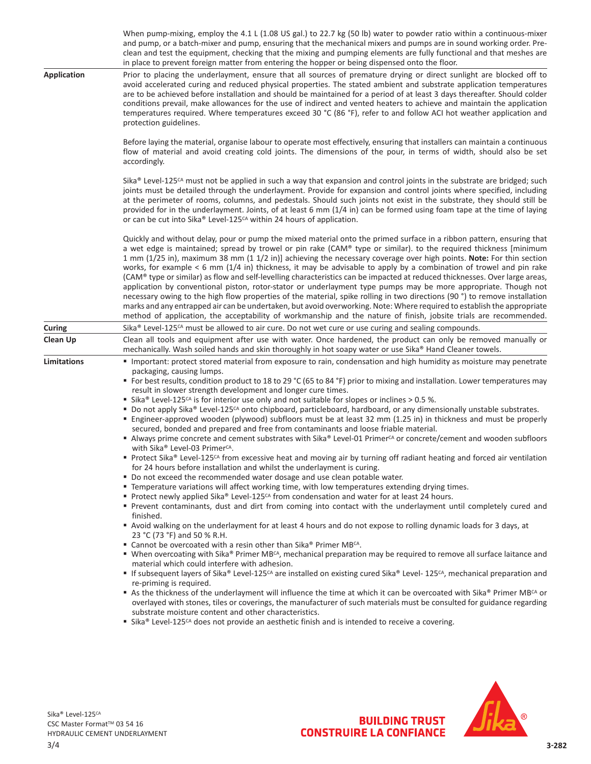When pump-mixing, employ the 4.1 L (1.08 US gal.) to 22.7 kg (50 lb) water to powder ratio within a continuous-mixer and pump, or a batch-mixer and pump, ensuring that the mechanical mixers and pumps are in sound working order. Pre-clean and test the equipment, checking that the mixing and pumping elements are fully functional and that meshes are in place to prevent foreign matter from entering the hopper or being dispensed onto the floor.

**Application**

Prior to placing the underlayment, ensure that all sources of premature drying or direct sunlight are blocked off to avoid accelerated curing and reduced physical properties. The stated ambient and substrate application temperatures are to be achieved before installation and should be maintained for a period of at least 3 days thereafter. Should colder conditions prevail, make allowances for the use of indirect and vented heaters to achieve and maintain the application temperatures required. Where temperatures exceed 30 °C (86 °F), refer to and follow ACI hot weather application and protection guidelines.

Before laying the material, organise labour to operate most effectively, ensuring that installers can maintain a continuous flow of material and avoid creating cold joints. The dimensions of the pour, in terms of width, should also be set accordingly.

Sika® Level-125CA must not be applied in such a way that expansion and control joints in the substrate are bridged; such joints must be detailed through the underlayment. Provide for expansion and control joints where specified, including at the perimeter of rooms, columns, and pedestals. Should such joints not exist in the substrate, they should still be provided for in the underlayment. Joints, of at least 6 mm (1/4 in) can be formed using foam tape at the time of laying or can be cut into Sika® Level-125CA within 24 hours of application.

Quickly and without delay, pour or pump the mixed material onto the primed surface in a ribbon pattern, ensuring that a wet edge is maintained; spread by trowel or pin rake (CAM® type or similar). to the required thickness [minimum 1 mm (1/25 in), maximum 38 mm (1 1/2 in)] achieving the necessary coverage over high points. **Note:** For thin section works, for example < 6 mm (1/4 in) thickness, it may be advisable to apply by a combination of trowel and pin rake (CAM® type or similar) as flow and self-levelling characteristics can be impacted at reduced thicknesses. Over large areas, application by conventional piston, rotor-stator or underlayment type pumps may be more appropriate. Though not necessary owing to the high flow properties of the material, spike rolling in two directions (90 °) to remove installation marks and any entrapped air can be undertaken, but avoid overworking. Note: Where required to establish the appropriate method of application, the acceptability of workmanship and the nature of finish, jobsite trials are recommended.

**Curing**

Sika® Level-125CA must be allowed to air cure. Do not wet cure or use curing and sealing compounds.

**Clean Up**

Clean all tools and equipment after use with water. Once hardened, the product can only be removed manually or mechanically. Wash soiled hands and skin thoroughly in hot soapy water or use Sika® Hand Cleaner towels.

**Limitations**

- Important: protect stored material from exposure to rain, condensation and high humidity as moisture may penetrate packaging, causing lumps.
- For best results, condition product to 18 to 29 °C (65 to 84 °F) prior to mixing and installation. Lower temperatures may result in slower strength development and longer cure times.
- Sika® Level-125CA is for interior use only and not suitable for slopes or inclines > 0.5 %.
- Do not apply Sika® Level-125CA onto chipboard, particleboard, hardboard, or any dimensionally unstable substrates.
- Engineer-approved wooden (plywood) subfloors must be at least 32 mm (1.25 in) in thickness and must be properly secured, bonded and prepared and free from contaminants and loose friable material.
- Always prime concrete and cement substrates with Sika® Level-01 PrimerCA or concrete/cement and wooden subfloors with Sika® Level-03 PrimerCA.
- Protect Sika® Level-125CA from excessive heat and moving air by turning off radiant heating and forced air ventilation for 24 hours before installation and whilst the underlayment is curing.
- Do not exceed the recommended water dosage and use clean potable water.
- Temperature variations will affect working time, with low temperatures extending drying times.
- Protect newly applied Sika® Level-125CA from condensation and water for at least 24 hours.
- Prevent contaminants, dust and dirt from coming into contact with the underlayment until completely cured and finished.
- Avoid walking on the underlayment for at least 4 hours and do not expose to rolling dynamic loads for 3 days, at 23 °C (73 °F) and 50 % R.H.
- Cannot be overcoated with a resin other than Sika® Primer MBCA.
- When overcoating with Sika® Primer MBCA, mechanical preparation may be required to remove all surface laitance and material which could interfere with adhesion.
- If subsequent layers of Sika® Level-125CA are installed on existing cured Sika® Level- 125CA, mechanical preparation and re-priming is required.
- As the thickness of the underlayment will influence the time at which it can be overcoated with Sika® Primer MBCA or overlayed with stones, tiles or coverings, the manufacturer of such materials must be consulted for guidance regarding substrate moisture content and other characteristics.
- Sika® Level-125CA does not provide an aesthetic finish and is intended to receive a covering.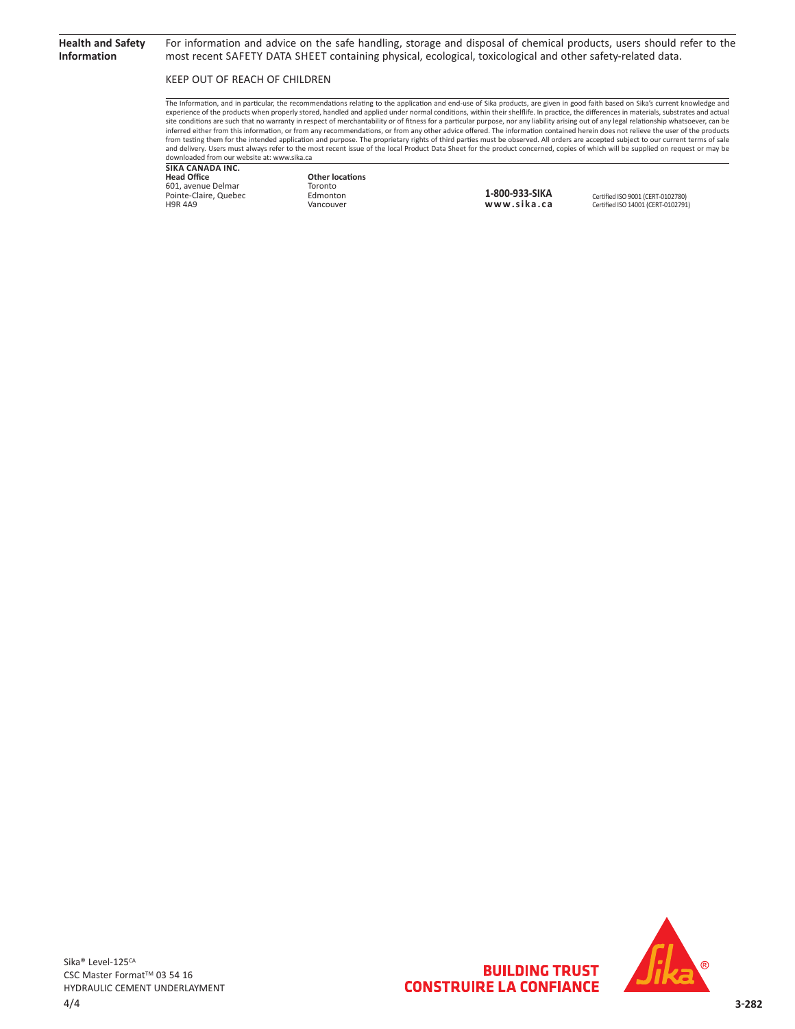**Health and Safety Information**

For information and advice on the safe handling, storage and disposal of chemical products, users should refer to the most recent SAFETY DATA SHEET containing physical, ecological, toxicological and other safety-related data.

KEEP OUT OF REACH OF CHILDREN

The Information, and in particular, the recommendations relating to the application and end-use of Sika products, are given in good faith based on Sika's current knowledge and experience of the products when properly stored, handled and applied under normal conditions, within their shelflife. In practice, the differences in materials, substrates and actual site conditions are such that no warranty in respect of merchantability or of fitness for a particular purpose, nor any liability arising out of any legal relationship whatsoever, can be inferred either from this information, or from any recommendations, or from any other advice offered. The information contained herein does not relieve the user of the products from testing them for the intended application and purpose. The proprietary rights of third parties must be observed. All orders are accepted subject to our current terms of sale and delivery. Users must always refer to the most recent issue of the local Product Data Sheet for the product concerned, copies of which will be supplied on request or may be downloaded from our website at: www.sika.ca

**SIKA CANADA INC.**
**Head Office**
601, avenue Delmar
Pointe-Claire, Quebec
H9R 4A9

**Other locations**
Toronto
Edmonton
Vancouver

**1-800-933-SIKA**
**www.sika.ca**

Certified ISO 9001 (CERT-0102780)
Certified ISO 14001 (CERT-0102791)

Sika® Level-125[CA]
CSC Master Format™ 03 54 16
HYDRAULIC CEMENT UNDERLAYMENT

**BUILDING TRUST**
**CONSTRUIRE LA CONFIANCE**